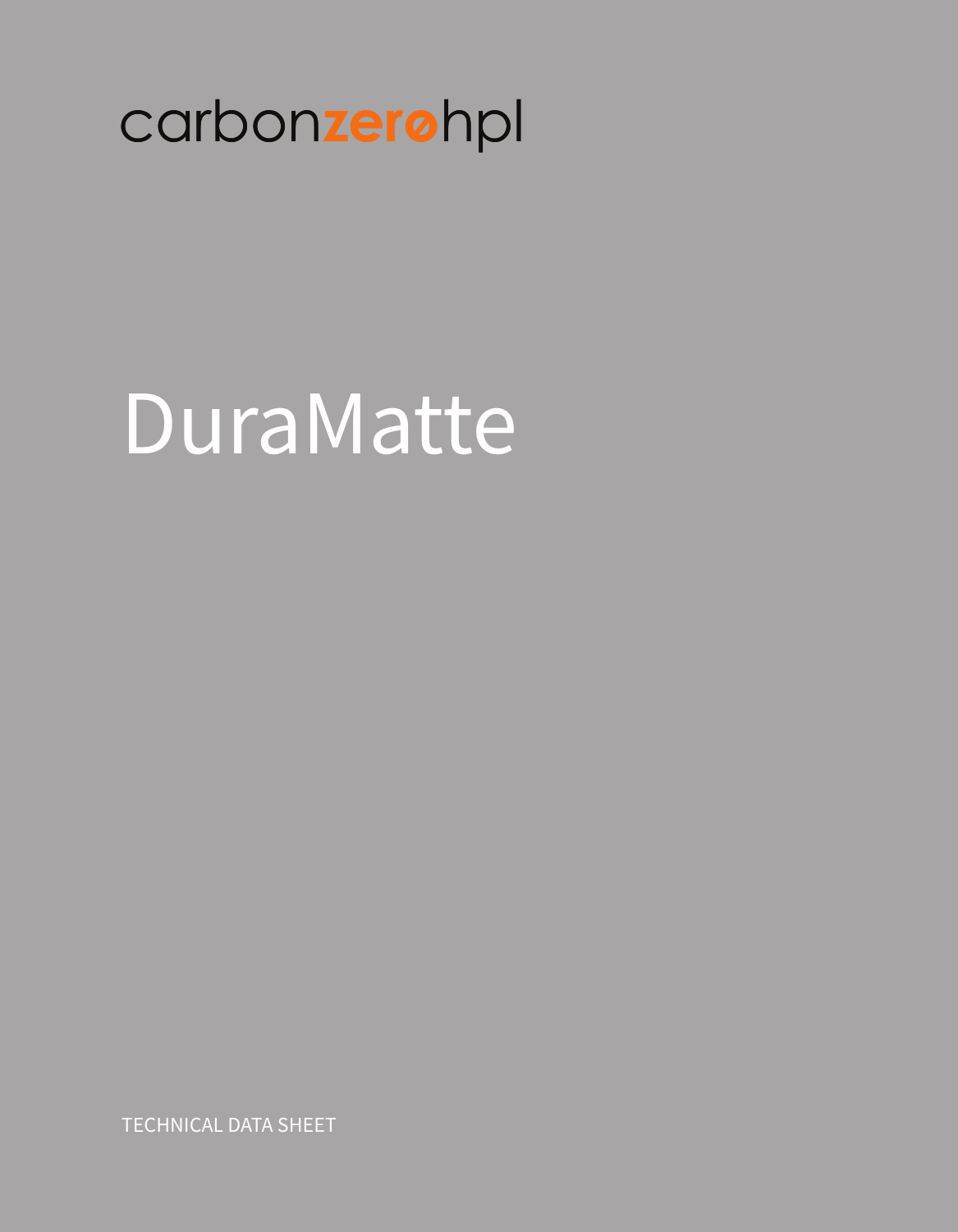carbonzerohpl

# DuraMatte

TECHNICAL DATA SHEET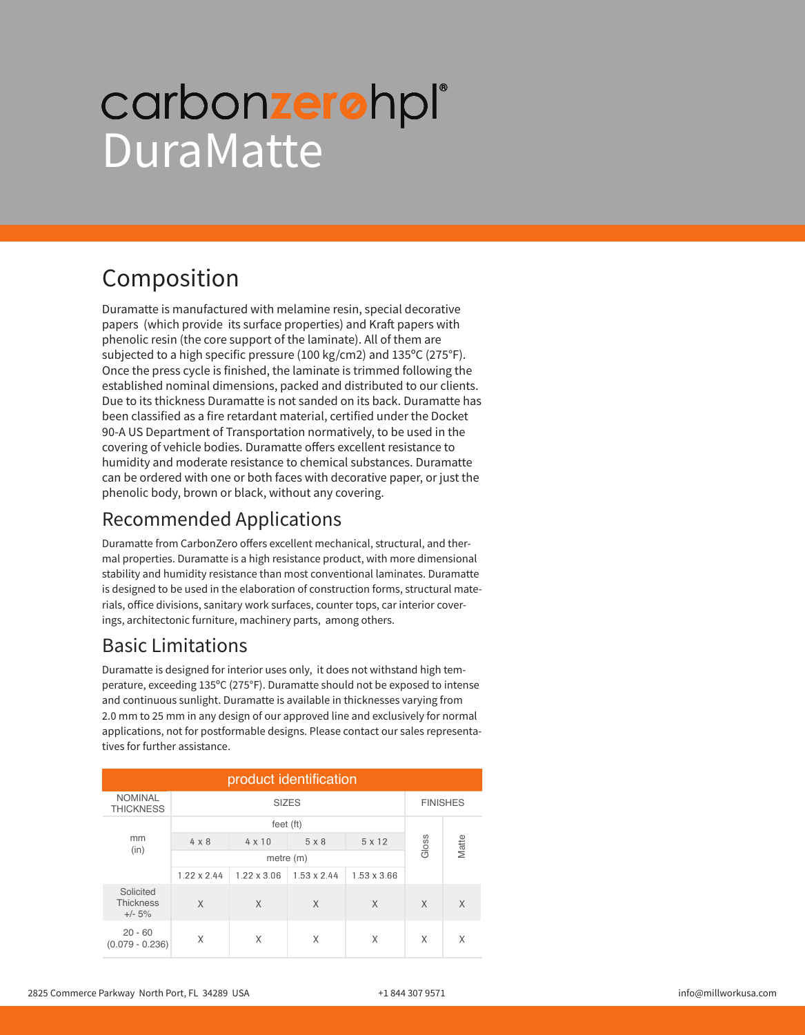# carbonzerohpl®
# DuraMatte

## Composition

Duramatte is manufactured with melamine resin, special decorative papers (which provide its surface properties) and Kraft papers with phenolic resin (the core support of the laminate). All of them are subjected to a high specific pressure (100 kg/cm2) and 135ºC (275°F). Once the press cycle is finished, the laminate is trimmed following the established nominal dimensions, packed and distributed to our clients. Due to its thickness Duramatte is not sanded on its back. Duramatte has been classified as a fire retardant material, certified under the Docket 90-A US Department of Transportation normatively, to be used in the covering of vehicle bodies. Duramatte offers excellent resistance to humidity and moderate resistance to chemical substances. Duramatte can be ordered with one or both faces with decorative paper, or just the phenolic body, brown or black, without any covering.

## Recommended Applications

Duramatte from CarbonZero offers excellent mechanical, structural, and thermal properties. Duramatte is a high resistance product, with more dimensional stability and humidity resistance than most conventional laminates. Duramatte is designed to be used in the elaboration of construction forms, structural materials, office divisions, sanitary work surfaces, counter tops, car interior coverings, architectonic furniture, machinery parts, among others.

## Basic Limitations

Duramatte is designed for interior uses only, it does not withstand high temperature, exceeding 135ºC (275°F). Duramatte should not be exposed to intense and continuous sunlight. Duramatte is available in thicknesses varying from 2.0 mm to 25 mm in any design of our approved line and exclusively for normal applications, not for postformable designs. Please contact our sales representatives for further assistance.

| product identification | | | | | | |
|---|---|---|---|---|---|---|
| NOMINAL THICKNESS | SIZES | | | | FINISHES | |
| mm (in) | feet (ft) | | | | Gloss | Matte |
| | 4 x 8 | 4 x 10 | 5 x 8 | 5 x 12 | | |
| | metre (m) | | | | | |
| | 1.22 x 2.44 | 1.22 x 3.06 | 1.53 x 2.44 | 1.53 x 3.66 | | |
| Solicited Thickness +/- 5% | X | X | X | X | X | X |
| 20 - 60 (0.079 - 0.236) | X | X | X | X | X | X |

2825 Commerce Parkway North Port, FL 34289 USA +1 844 307 9571 info@millworkusa.com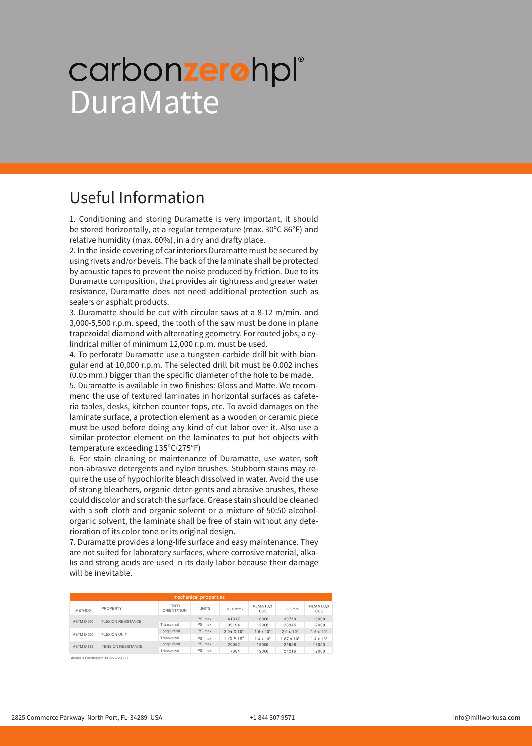# carbonzerohpl®
# DuraMatte

## Useful Information

1. Conditioning and storing Duramatte is very important, it should be stored horizontally, at a regular temperature (max. 30°C 86°F) and relative humidity (max. 60%), in a dry and drafty place.
2. In the inside covering of car interiors Duramatte must be secured by using rivets and/or bevels. The back of the laminate shall be protected by acoustic tapes to prevent the noise produced by friction. Due to its Duramatte composition, that provides air tightness and greater water resistance, Duramatte does not need additional protection such as sealers or asphalt products.
3. Duramatte should be cut with circular saws at a 8-12 m/min. and 3,000-5,500 r.p.m. speed, the tooth of the saw must be done in plane trapezoidal diamond with alternating geometry. For routed jobs, a cylindrical miller of minimum 12,000 r.p.m. must be used.
4. To perforate Duramatte use a tungsten-carbide drill bit with biangular end at 10,000 r.p.m. The selected drill bit must be 0.002 inches (0.05 mm.) bigger than the specific diameter of the hole to be made.
5. Duramatte is available in two finishes: Gloss and Matte. We recommend the use of textured laminates in horizontal surfaces as cafeteria tables, desks, kitchen counter tops, etc. To avoid damages on the laminate surface, a protection element as a wooden or ceramic piece must be used before doing any kind of cut labor over it. Also use a similar protector element on the laminates to put hot objects with temperature exceeding 135°C(275°F)
6. For stain cleaning or maintenance of Duramatte, use water, soft non-abrasive detergents and nylon brushes. Stubborn stains may require the use of hypochlorite bleach dissolved in water. Avoid the use of strong bleachers, organic deter-gents and abrasive brushes, these could discolor and scratch the surface. Grease stain should be cleaned with a soft cloth and organic solvent or a mixture of 50:50 alcohol-organic solvent, the laminate shall be free of stain without any deterioration of its color tone or its original design.
7. Duramatte provides a long-life surface and easy maintenance. They are not suited for laboratory surfaces, where corrosive material, alkalis and strong acids are used in its daily labor because their damage will be inevitable.

| mechanical properties | | | | | | | |
|---|---|---|---|---|---|---|---|
| METHOD | PROPERTY | FIBER ORIENTATION | UNITS | 2 - 6 mm7 | NEMA LD,3 CGS | - 25 mm | NEMA LD,3 CGS |
| ASTM D 790 | FLEXION RESISTANCE | | PSI max. | 41317 | 18000 | 30759 | 18000 |
| | | Transversal | PSI max. | 39194 | 12000 | 28945 | 12000 |
| ASTM D 790 | FLEXION UNIT | Longitudinal | PSI max. | $2.04 \times 10^6$ | $1.6 \times 10^6$ | $2.0 \times 10^6$ | $1.6 \times 10^6$ |
| | | Transversal | PSI max. | $1.72 \times 10^6$ | $1.4 \times 10^6$ | $1.67 \times 10^6$ | $1.4 \times 10^6$ |
| ASTM D 638 | TENSION RESISTANCE | Longitudinal | PSI max. | 20062 | 18000 | 25598 | 18000 |
| | | Transversal | PSI max. | 17084 | 12000 | 24216 | 12000 |

Analysis Certificated #4227-729830

2825 Commerce Parkway North Port, FL 34289 USA | +1 844 307 9571 | info@millworkusa.com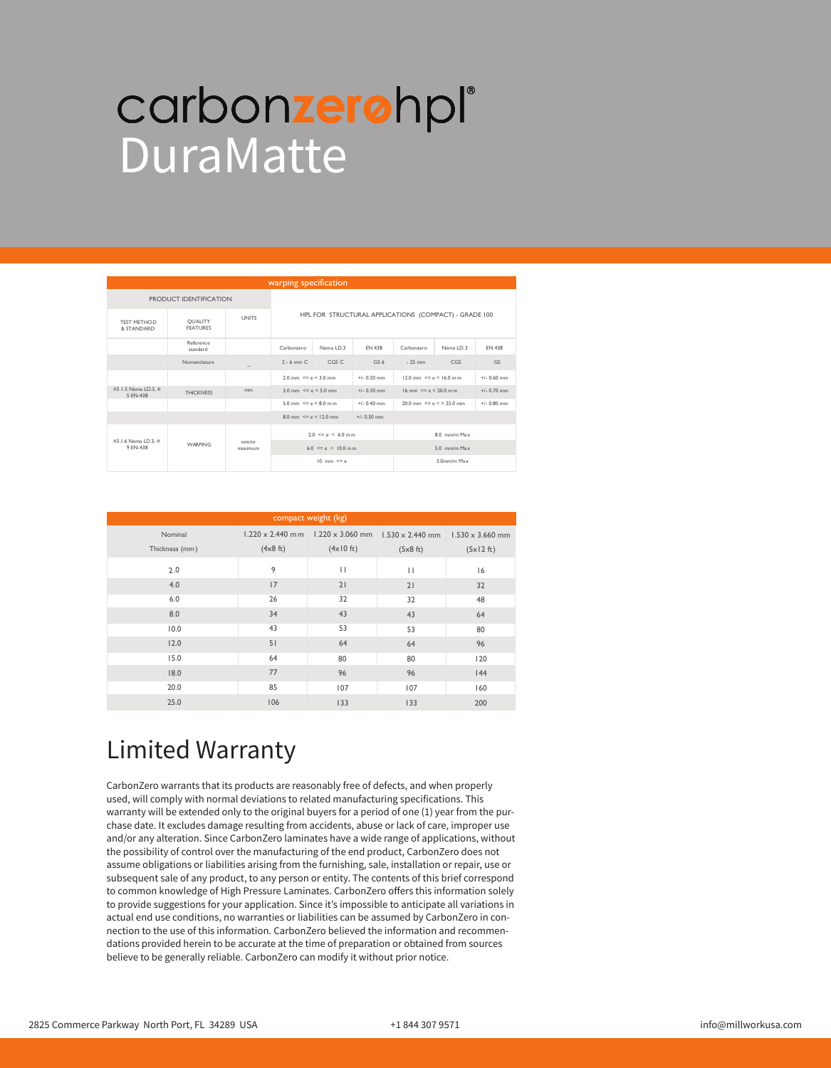# carbonzerohpl®
# DuraMatte

| warping specification | | | | | | | | |
|---|---|---|---|---|---|---|---|---|
| PRODUCT IDENTIFICATION | | | HPL FOR STRUCTURAL APPLICATIONS (COMPACT) - GRADE 100 | | | | | |
| TEST METHOD & STANDARD | QUALITY FEATURES | UNITS | | | | | | |
| | Reference standard | | Carbonzero | Nema LD.3 | EN 438 | Carbonzero | Nema LD.3 | EN 438 |
| | Nomenclature | _ | 2 - 6 mm C | CGS C | GS 6 | - 25 mm | CGS | GS |
| | | | 2.0 mm <= e < 3.0 mm | | +/- 0.20 mm | 12.0 mm <= e < 16.0 mm | | +/- 0.60 mm |
| #3.1.5 Nema LD.3, # 5 EN-438 | THICKNESS | mm | 3.0 mm <= e < 5.0 mm | | +/- 0.30 mm | 16 mm <= e < 20.0 mm | | +/- 0.70 mm |
| | | | 5.0 mm <= e < 8.0 mm | | +/- 0.40 mm | 20.0 mm <= e < = 25.0 mm | | +/- 0.80 mm |
| | | | 8.0 mm <= e < 12.0 mm | | +/- 0.50 mm | | | |
| #3.1.6 Nema LD.3, # 9 EN-438 | WARPING | mm/m maximum | 2.0 <= e < 6.0 mm | | | 8.0 mm/m Max | | |
| | | | 6.0 <= e < 10.0 mm | | | 5.0 mm/m Max | | |
| | | | 10 mm <= e | | | 3.0mm/m Max | | |

| compact weight (kg) | | | | |
|---|---|---|---|---|
| Nominal Thickness (mm) | 1.220 x 2.440 mm (4x8 ft) | 1.220 x 3.060 mm (4x10 ft) | 1.530 x 2.440 mm (5x8 ft) | 1.530 x 3.660 mm (5x12 ft) |
| 2.0 | 9 | 11 | 11 | 16 |
| 4.0 | 17 | 21 | 21 | 32 |
| 6.0 | 26 | 32 | 32 | 48 |
| 8.0 | 34 | 43 | 43 | 64 |
| 10.0 | 43 | 53 | 53 | 80 |
| 12.0 | 51 | 64 | 64 | 96 |
| 15.0 | 64 | 80 | 80 | 120 |
| 18.0 | 77 | 96 | 96 | 144 |
| 20.0 | 85 | 107 | 107 | 160 |
| 25.0 | 106 | 133 | 133 | 200 |

## Limited Warranty

CarbonZero warrants that its products are reasonably free of defects, and when properly used, will comply with normal deviations to related manufacturing specifications. This warranty will be extended only to the original buyers for a period of one (1) year from the purchase date. It excludes damage resulting from accidents, abuse or lack of care, improper use and/or any alteration. Since CarbonZero laminates have a wide range of applications, without the possibility of control over the manufacturing of the end product, CarbonZero does not assume obligations or liabilities arising from the furnishing, sale, installation or repair, use or subsequent sale of any product, to any person or entity. The contents of this brief correspond to common knowledge of High Pressure Laminates. CarbonZero offers this information solely to provide suggestions for your application. Since it's impossible to anticipate all variations in actual end use conditions, no warranties or liabilities can be assumed by CarbonZero in connection to the use of this information. CarbonZero believed the information and recommendations provided herein to be accurate at the time of preparation or obtained from sources believe to be generally reliable. CarbonZero can modify it without prior notice.

2825 Commerce Parkway North Port, FL 34289 USA

+1 844 307 9571

info@millworkusa.com